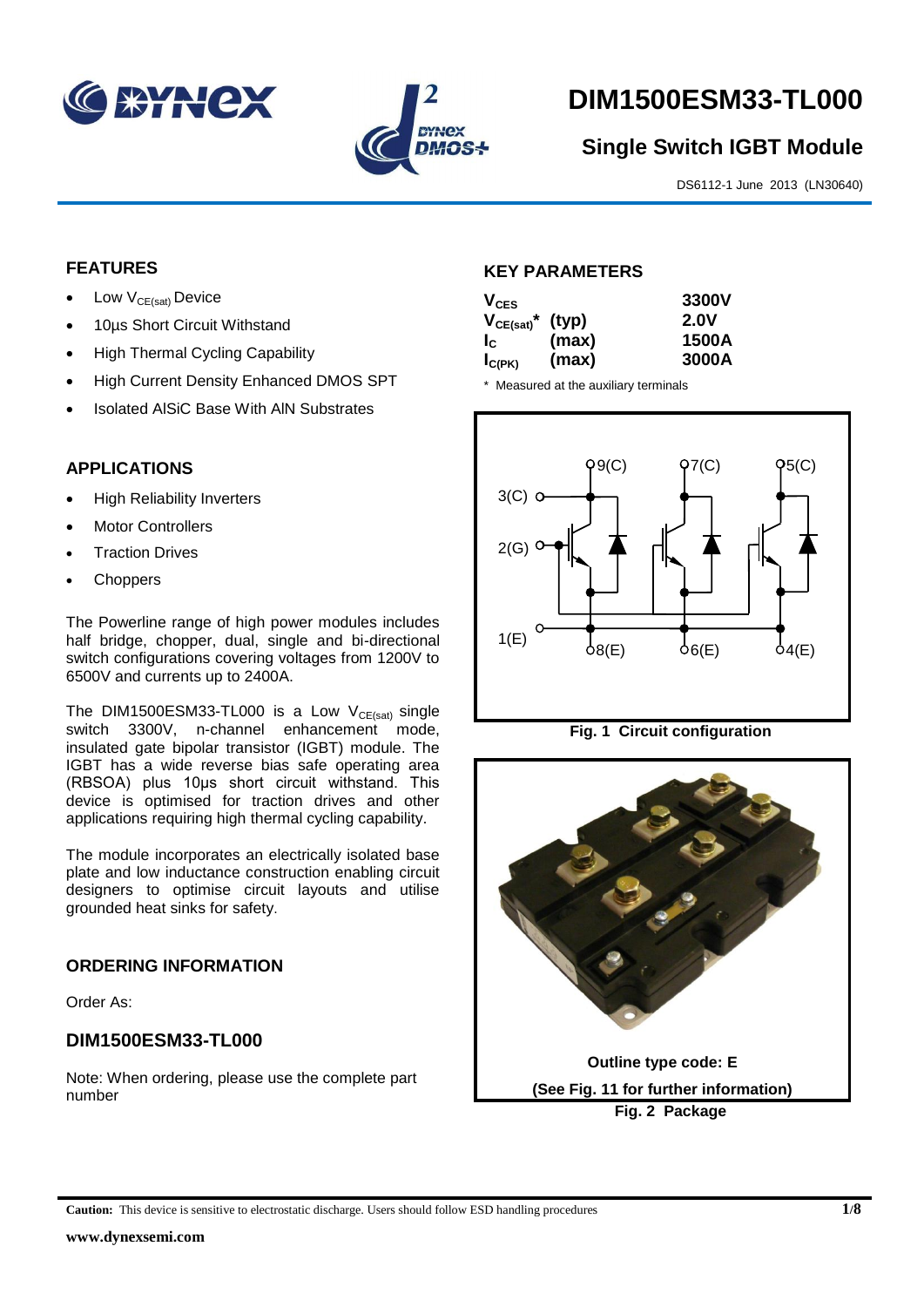# DIM1500ESM33-TL000

## Single Switch IGBT Module

DS6112-1 June 2013 (LN30640)

## FEATURES

- Low $V_{CE(sat)}$ Device
- 10µs Short Circuit Withstand
- High Thermal Cycling Capability
- High Current Density Enhanced DMOS SPT
- Isolated AlSiC Base With AlN Substrates

## APPLICATIONS

- High Reliability Inverters
- Motor Controllers
- Traction Drives
- Choppers

The Powerline range of high power modules includes half bridge, chopper, dual, single and bi-directional switch configurations covering voltages from 1200V to 6500V and currents up to 2400A.

The DIM1500ESM33-TL000 is a Low $V_{CE(sat)}$ single switch 3300V, n-channel enhancement mode, insulated gate bipolar transistor (IGBT) module. The IGBT has a wide reverse bias safe operating area (RBSOA) plus 10µs short circuit withstand. This device is optimised for traction drives and other applications requiring high thermal cycling capability.

The module incorporates an electrically isolated base plate and low inductance construction enabling circuit designers to optimise circuit layouts and utilise grounded heat sinks for safety.

## ORDERING INFORMATION

Order As:

### DIM1500ESM33-TL000

Note: When ordering, please use the complete part number

## KEY PARAMETERS

| Parameter | | Value |
|---|---|---|
| $V_{CES}$ | | 3300V |
| $V_{CE(sat)}$* | (typ) | 2.0V |
| $I_C$ | (max) | 1500A |
| $I_{C(PK)}$ | (max) | 3000A |

\* Measured at the auxiliary terminals

Fig. 1 Circuit configuration

Outline type code: E

(See Fig. 11 for further information)

Fig. 2 Package

**Caution:** This device is sensitive to electrostatic discharge. Users should follow ESD handling procedures

www.dynexsemi.com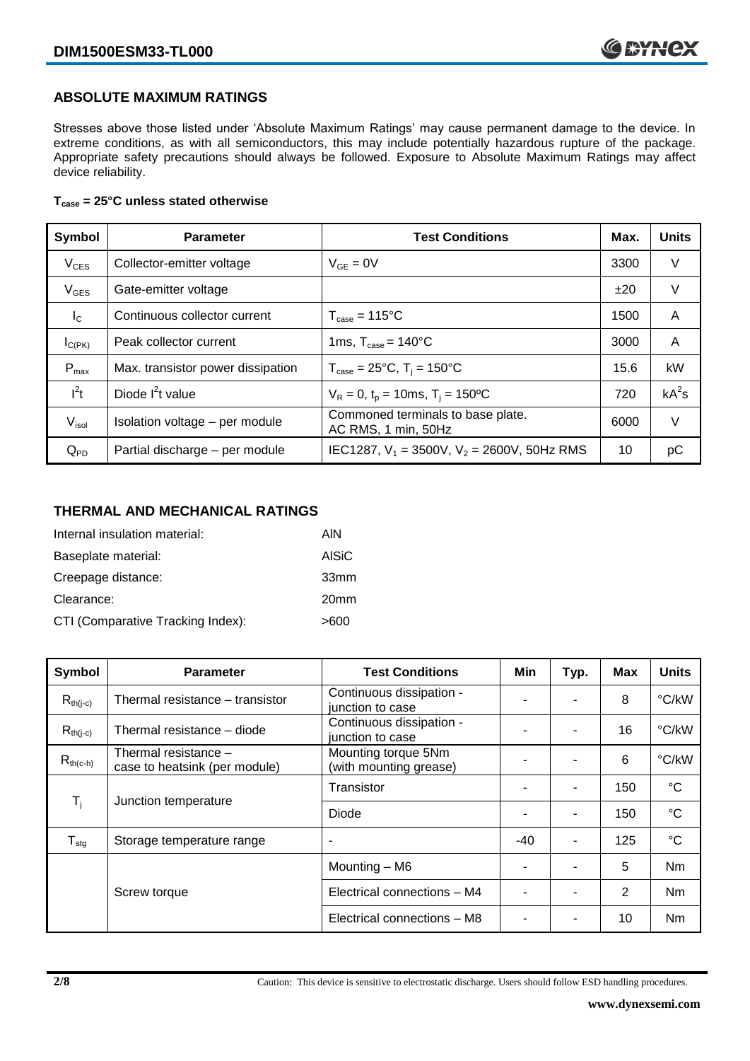## ABSOLUTE MAXIMUM RATINGS

Stresses above those listed under 'Absolute Maximum Ratings' may cause permanent damage to the device. In extreme conditions, as with all semiconductors, this may include potentially hazardous rupture of the package. Appropriate safety precautions should always be followed. Exposure to Absolute Maximum Ratings may affect device reliability.

**$T_{case}$ = 25°C unless stated otherwise**

| Symbol | Parameter | Test Conditions | Max. | Units |
|---|---|---|---|---|
| $V_{CES}$ | Collector-emitter voltage | $V_{GE} = 0V$ | 3300 | V |
| $V_{GES}$ | Gate-emitter voltage | | ±20 | V |
| $I_C$ | Continuous collector current | $T_{case} = 115°C$ | 1500 | A |
| $I_{C(PK)}$ | Peak collector current | 1ms, $T_{case} = 140°C$ | 3000 | A |
| $P_{max}$ | Max. transistor power dissipation | $T_{case} = 25°C$, $T_j = 150°C$ | 15.6 | kW |
| $I^2t$ | Diode $I^2t$ value | $V_R = 0$, $t_p = 10ms$, $T_j = 150°C$ | 720 | $kA^2s$ |
| $V_{isol}$ | Isolation voltage – per module | Commoned terminals to base plate. AC RMS, 1 min, 50Hz | 6000 | V |
| $Q_{PD}$ | Partial discharge – per module | IEC1287, $V_1 = 3500V$, $V_2 = 2600V$, 50Hz RMS | 10 | pC |

## THERMAL AND MECHANICAL RATINGS

Internal insulation material: AlN

Baseplate material: AlSiC

Creepage distance: 33mm

Clearance: 20mm

CTI (Comparative Tracking Index): >600

| Symbol | Parameter | Test Conditions | Min | Typ. | Max | Units |
|---|---|---|---|---|---|---|
| $R_{th(j-c)}$ | Thermal resistance – transistor | Continuous dissipation - junction to case | - | - | 8 | °C/kW |
| $R_{th(j-c)}$ | Thermal resistance – diode | Continuous dissipation - junction to case | - | - | 16 | °C/kW |
| $R_{th(c-h)}$ | Thermal resistance – case to heatsink (per module) | Mounting torque 5Nm (with mounting grease) | - | - | 6 | °C/kW |
| $T_j$ | Junction temperature | Transistor | - | - | 150 | °C |
| | | Diode | - | - | 150 | °C |
| $T_{stg}$ | Storage temperature range | - | -40 | - | 125 | °C |
| | Screw torque | Mounting – M6 | - | - | 5 | Nm |
| | | Electrical connections – M4 | - | - | 2 | Nm |
| | | Electrical connections – M8 | - | - | 10 | Nm |

Caution: This device is sensitive to electrostatic discharge. Users should follow ESD handling procedures.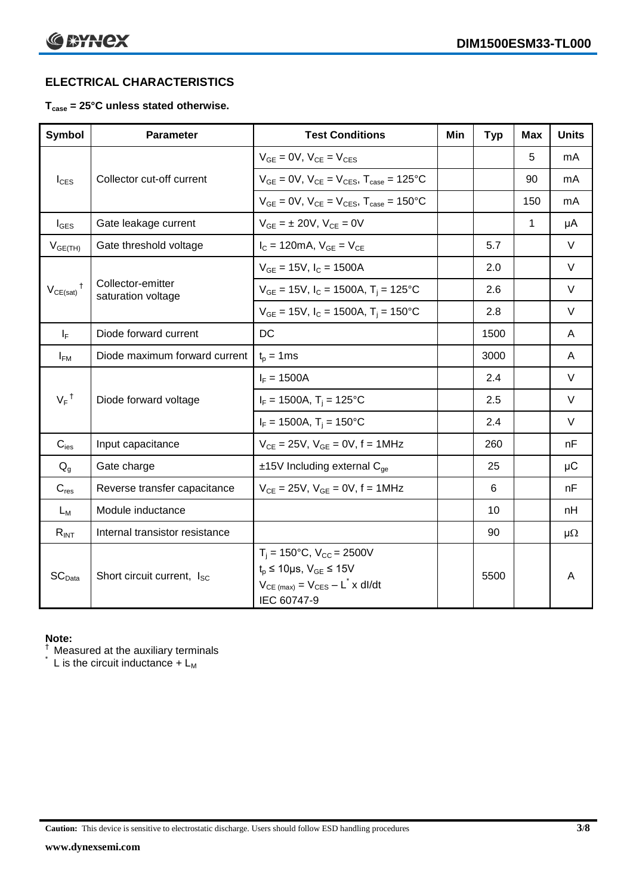## ELECTRICAL CHARACTERISTICS

**$T_{case}$ = 25°C unless stated otherwise.**

| Symbol | Parameter | Test Conditions | Min | Typ | Max | Units |
|---|---|---|---|---|---|---|
| $I_{CES}$ | Collector cut-off current | $V_{GE}$ = 0V, $V_{CE}$ = $V_{CES}$ | | | 5 | mA |
| | | $V_{GE}$ = 0V, $V_{CE}$ = $V_{CES}$, $T_{case}$ = 125°C | | | 90 | mA |
| | | $V_{GE}$ = 0V, $V_{CE}$ = $V_{CES}$, $T_{case}$ = 150°C | | | 150 | mA |
| $I_{GES}$ | Gate leakage current | $V_{GE}$ = ± 20V, $V_{CE}$ = 0V | | | 1 | μA |
| $V_{GE(TH)}$ | Gate threshold voltage | $I_C$ = 120mA, $V_{GE}$ = $V_{CE}$ | | 5.7 | | V |
| $V_{CE(sat)}$ † | Collector-emitter saturation voltage | $V_{GE}$ = 15V, $I_C$ = 1500A | | 2.0 | | V |
| | | $V_{GE}$ = 15V, $I_C$ = 1500A, $T_j$ = 125°C | | 2.6 | | V |
| | | $V_{GE}$ = 15V, $I_C$ = 1500A, $T_j$ = 150°C | | 2.8 | | V |
| $I_F$ | Diode forward current | DC | | 1500 | | A |
| $I_{FM}$ | Diode maximum forward current | $t_p$ = 1ms | | 3000 | | A |
| $V_F$ † | Diode forward voltage | $I_F$ = 1500A | | 2.4 | | V |
| | | $I_F$ = 1500A, $T_j$ = 125°C | | 2.5 | | V |
| | | $I_F$ = 1500A, $T_j$ = 150°C | | 2.4 | | V |
| $C_{ies}$ | Input capacitance | $V_{CE}$ = 25V, $V_{GE}$ = 0V, f = 1MHz | | 260 | | nF |
| $Q_g$ | Gate charge | ±15V Including external $C_{ge}$ | | 25 | | μC |
| $C_{res}$ | Reverse transfer capacitance | $V_{CE}$ = 25V, $V_{GE}$ = 0V, f = 1MHz | | 6 | | nF |
| $L_M$ | Module inductance | | | 10 | | nH |
| $R_{INT}$ | Internal transistor resistance | | | 90 | | μΩ |
| $SC_{Data}$ | Short circuit current, $I_{SC}$ | $T_j$ = 150°C, $V_{CC}$ = 2500V<br>$t_p$ ≤ 10μs, $V_{GE}$ ≤ 15V<br>$V_{CE\,(max)} = V_{CES} - L^* \times dI/dt$<br>IEC 60747-9 | | 5500 | | A |

**Note:**

† Measured at the auxiliary terminals

\* L is the circuit inductance + $L_M$

**Caution:** This device is sensitive to electrostatic discharge. Users should follow ESD handling procedures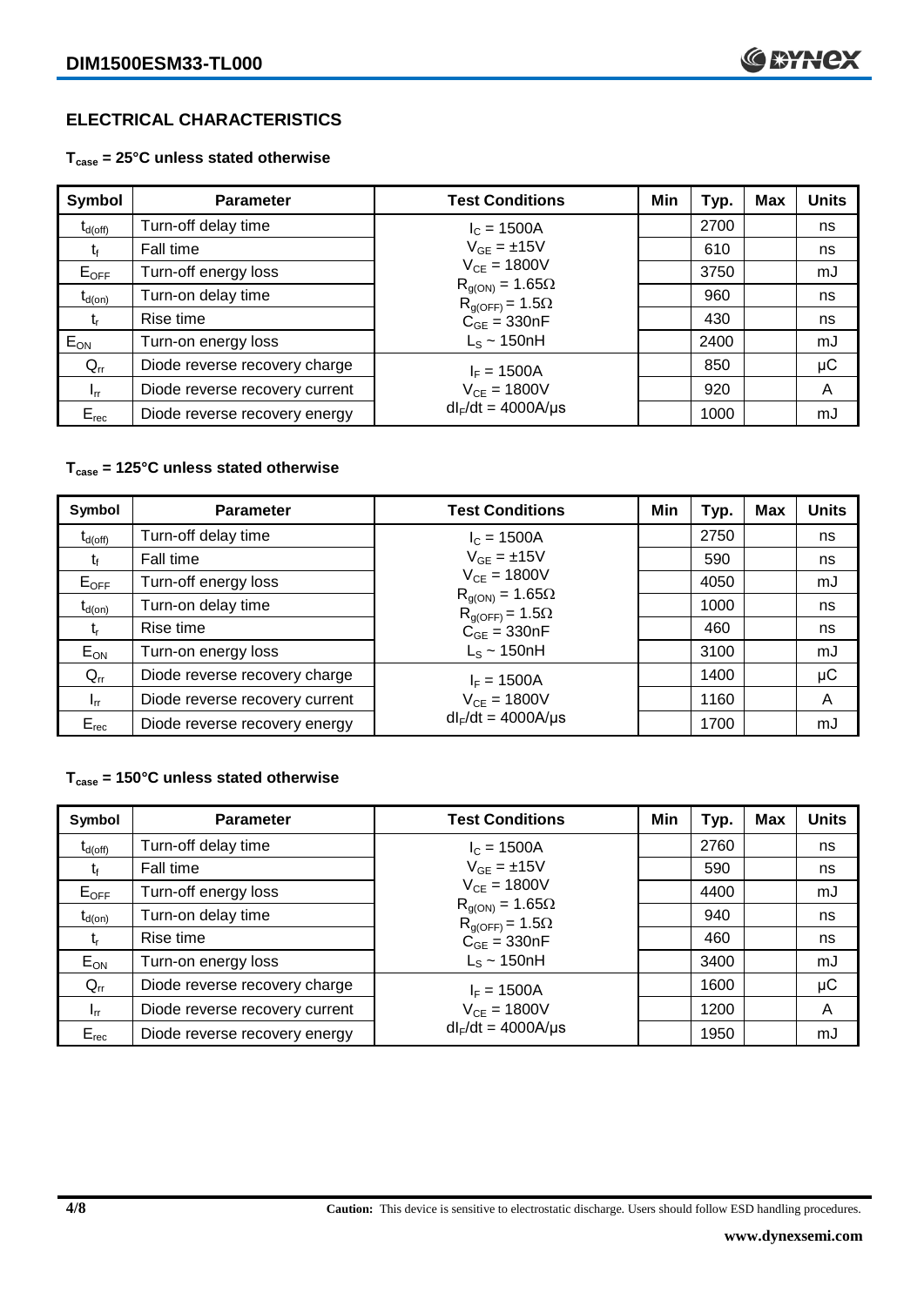## ELECTRICAL CHARACTERISTICS

**$T_{case}$ = 25°C unless stated otherwise**

| Symbol | Parameter | Test Conditions | Min | Typ. | Max | Units |
|---|---|---|---|---|---|---|
| $t_{d(off)}$ | Turn-off delay time | $I_C$ = 1500A | | 2700 | | ns |
| $t_f$ | Fall time | $V_{GE}$ = ±15V | | 610 | | ns |
| $E_{OFF}$ | Turn-off energy loss | $V_{CE}$ = 1800V | | 3750 | | mJ |
| $t_{d(on)}$ | Turn-on delay time | $R_{g(ON)}$ = 1.65Ω, $R_{g(OFF)}$ = 1.5Ω | | 960 | | ns |
| $t_r$ | Rise time | $C_{GE}$ = 330nF | | 430 | | ns |
| $E_{ON}$ | Turn-on energy loss | $L_S$ ~ 150nH | | 2400 | | mJ |
| $Q_{rr}$ | Diode reverse recovery charge | $I_F$ = 1500A | | 850 | | μC |
| $I_{rr}$ | Diode reverse recovery current | $V_{CE}$ = 1800V | | 920 | | A |
| $E_{rec}$ | Diode reverse recovery energy | $dI_F/dt$ = 4000A/μs | | 1000 | | mJ |

**$T_{case}$ = 125°C unless stated otherwise**

| Symbol | Parameter | Test Conditions | Min | Typ. | Max | Units |
|---|---|---|---|---|---|---|
| $t_{d(off)}$ | Turn-off delay time | $I_C$ = 1500A | | 2750 | | ns |
| $t_f$ | Fall time | $V_{GE}$ = ±15V | | 590 | | ns |
| $E_{OFF}$ | Turn-off energy loss | $V_{CE}$ = 1800V | | 4050 | | mJ |
| $t_{d(on)}$ | Turn-on delay time | $R_{g(ON)}$ = 1.65Ω, $R_{g(OFF)}$ = 1.5Ω | | 1000 | | ns |
| $t_r$ | Rise time | $C_{GE}$ = 330nF | | 460 | | ns |
| $E_{ON}$ | Turn-on energy loss | $L_S$ ~ 150nH | | 3100 | | mJ |
| $Q_{rr}$ | Diode reverse recovery charge | $I_F$ = 1500A | | 1400 | | μC |
| $I_{rr}$ | Diode reverse recovery current | $V_{CE}$ = 1800V | | 1160 | | A |
| $E_{rec}$ | Diode reverse recovery energy | $dI_F/dt$ = 4000A/μs | | 1700 | | mJ |

**$T_{case}$ = 150°C unless stated otherwise**

| Symbol | Parameter | Test Conditions | Min | Typ. | Max | Units |
|---|---|---|---|---|---|---|
| $t_{d(off)}$ | Turn-off delay time | $I_C$ = 1500A | | 2760 | | ns |
| $t_f$ | Fall time | $V_{GE}$ = ±15V | | 590 | | ns |
| $E_{OFF}$ | Turn-off energy loss | $V_{CE}$ = 1800V | | 4400 | | mJ |
| $t_{d(on)}$ | Turn-on delay time | $R_{g(ON)}$ = 1.65Ω, $R_{g(OFF)}$ = 1.5Ω | | 940 | | ns |
| $t_r$ | Rise time | $C_{GE}$ = 330nF | | 460 | | ns |
| $E_{ON}$ | Turn-on energy loss | $L_S$ ~ 150nH | | 3400 | | mJ |
| $Q_{rr}$ | Diode reverse recovery charge | $I_F$ = 1500A | | 1600 | | μC |
| $I_{rr}$ | Diode reverse recovery current | $V_{CE}$ = 1800V | | 1200 | | A |
| $E_{rec}$ | Diode reverse recovery energy | $dI_F/dt$ = 4000A/μs | | 1950 | | mJ |

**Caution:** This device is sensitive to electrostatic discharge. Users should follow ESD handling procedures.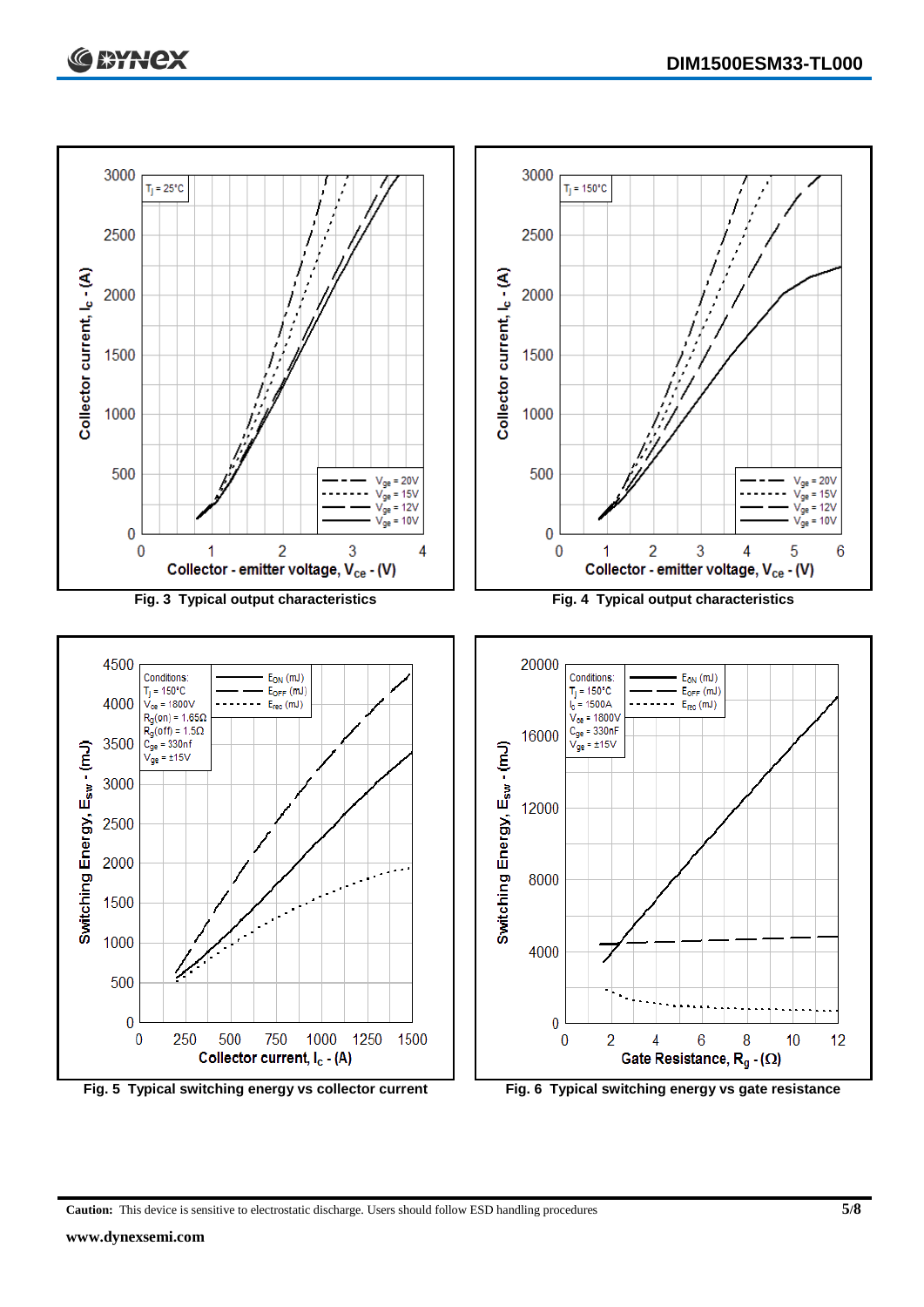Fig. 3 Typical output characteristics

Fig. 4 Typical output characteristics

Fig. 5 Typical switching energy vs collector current

Fig. 6 Typical switching energy vs gate resistance

**Caution:** This device is sensitive to electrostatic discharge. Users should follow ESD handling procedures

**www.dynexsemi.com**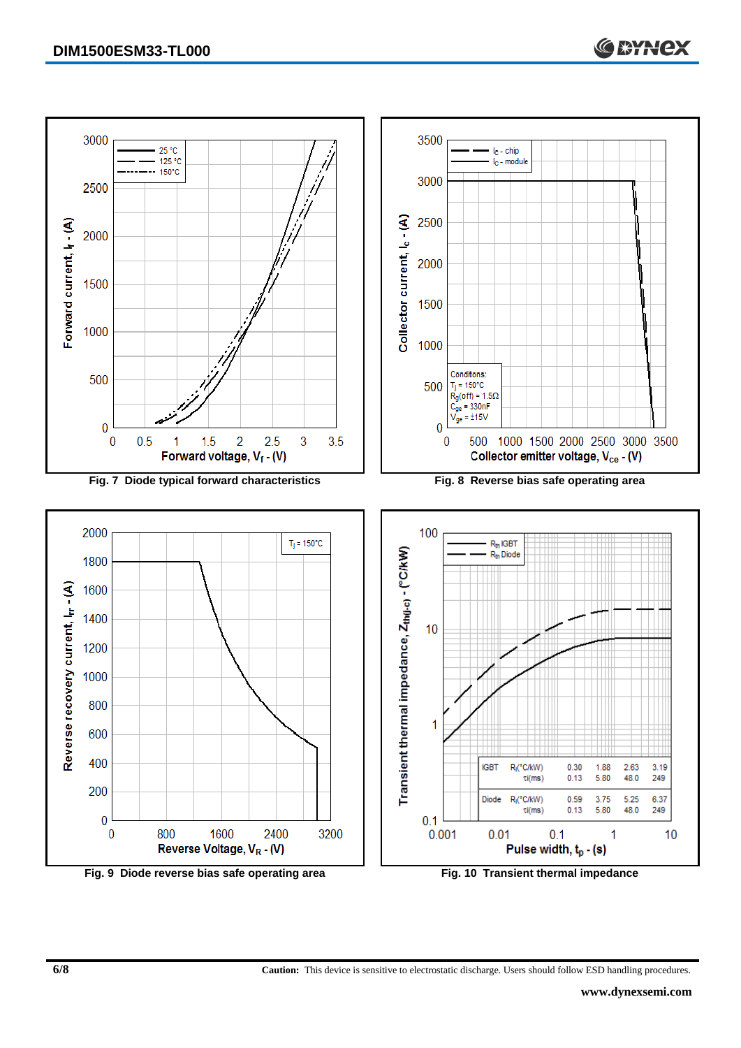Fig. 7 Diode typical forward characteristics

Fig. 8 Reverse bias safe operating area

Fig. 9 Diode reverse bias safe operating area

Fig. 10 Transient thermal impedance

| | | | | | |
|---|---|---|---|---|---|
| IGBT | $R_i$(°C/kW) | 0.30 | 1.88 | 2.63 | 3.19 |
| | $\tau_i$(ms) | 0.13 | 5.80 | 48.0 | 249 |
| Diode | $R_i$(°C/kW) | 0.59 | 3.75 | 5.25 | 6.37 |
| | $\tau_i$(ms) | 0.13 | 5.80 | 48.0 | 249 |

**Caution:** This device is sensitive to electrostatic discharge. Users should follow ESD handling procedures.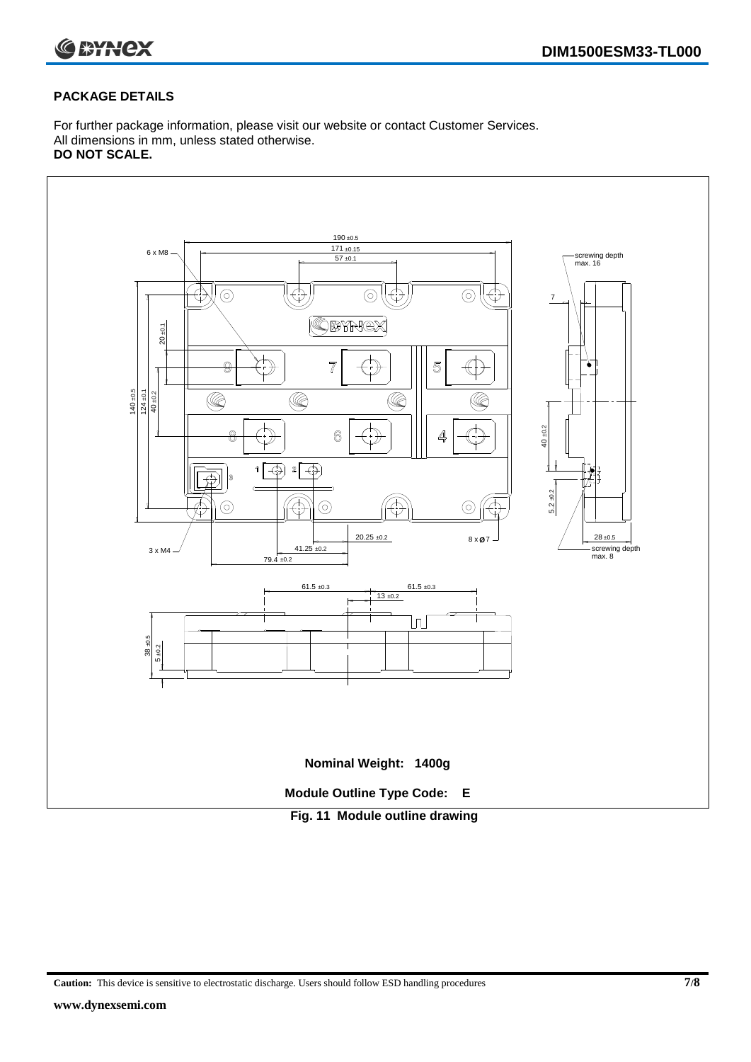## PACKAGE DETAILS

For further package information, please visit our website or contact Customer Services.
All dimensions in mm, unless stated otherwise.
**DO NOT SCALE.**

**Nominal Weight: 1400g**

**Module Outline Type Code: E**

**Fig. 11 Module outline drawing**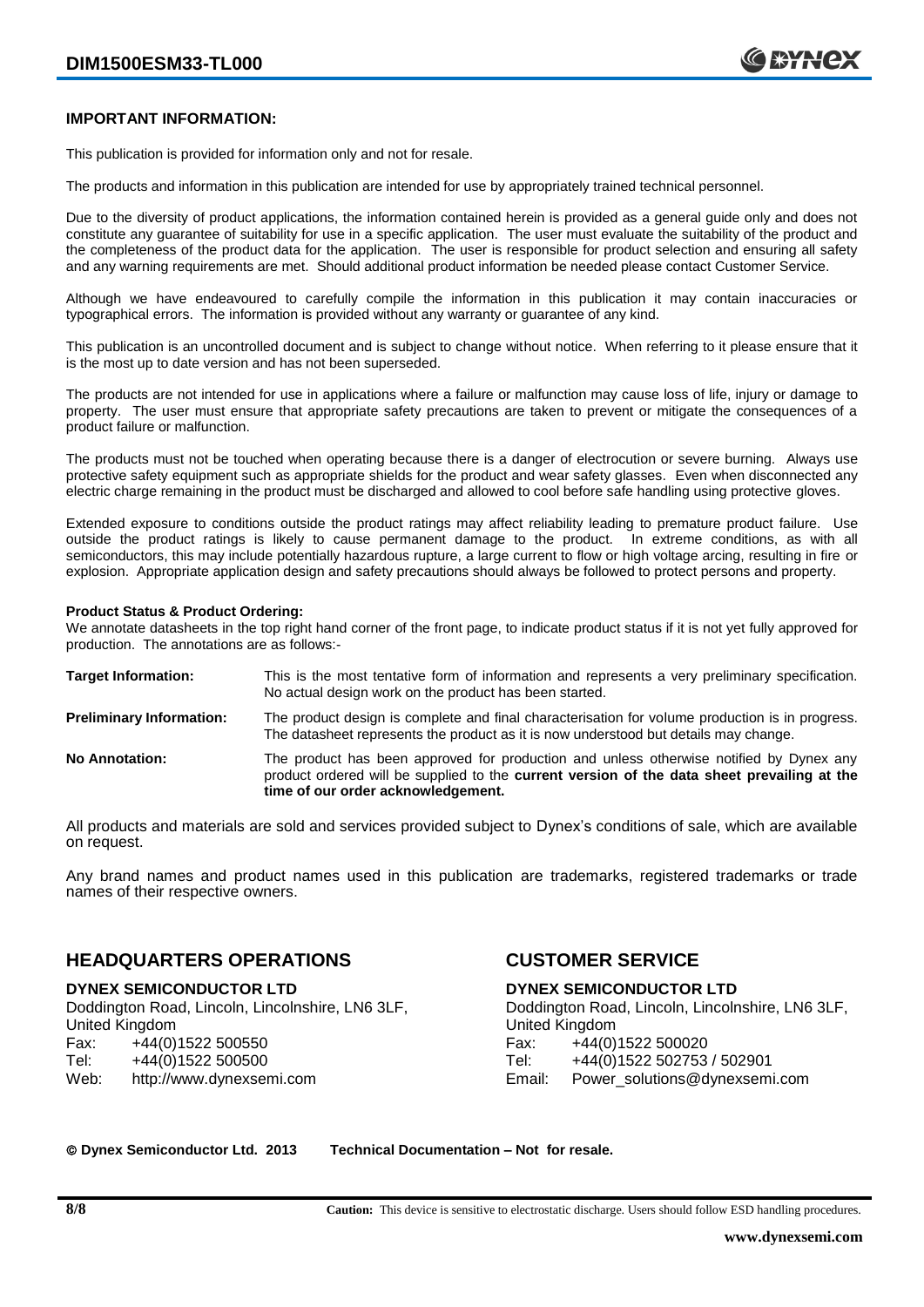## IMPORTANT INFORMATION:

This publication is provided for information only and not for resale.

The products and information in this publication are intended for use by appropriately trained technical personnel.

Due to the diversity of product applications, the information contained herein is provided as a general guide only and does not constitute any guarantee of suitability for use in a specific application. The user must evaluate the suitability of the product and the completeness of the product data for the application. The user is responsible for product selection and ensuring all safety and any warning requirements are met. Should additional product information be needed please contact Customer Service.

Although we have endeavoured to carefully compile the information in this publication it may contain inaccuracies or typographical errors. The information is provided without any warranty or guarantee of any kind.

This publication is an uncontrolled document and is subject to change without notice. When referring to it please ensure that it is the most up to date version and has not been superseded.

The products are not intended for use in applications where a failure or malfunction may cause loss of life, injury or damage to property. The user must ensure that appropriate safety precautions are taken to prevent or mitigate the consequences of a product failure or malfunction.

The products must not be touched when operating because there is a danger of electrocution or severe burning. Always use protective safety equipment such as appropriate shields for the product and wear safety glasses. Even when disconnected any electric charge remaining in the product must be discharged and allowed to cool before safe handling using protective gloves.

Extended exposure to conditions outside the product ratings may affect reliability leading to premature product failure. Use outside the product ratings is likely to cause permanent damage to the product. In extreme conditions, as with all semiconductors, this may include potentially hazardous rupture, a large current to flow or high voltage arcing, resulting in fire or explosion. Appropriate application design and safety precautions should always be followed to protect persons and property.

**Product Status & Product Ordering:**
We annotate datasheets in the top right hand corner of the front page, to indicate product status if it is not yet fully approved for production. The annotations are as follows:-

| | |
|---|---|
| **Target Information:** | This is the most tentative form of information and represents a very preliminary specification. No actual design work on the product has been started. |
| **Preliminary Information:** | The product design is complete and final characterisation for volume production is in progress. The datasheet represents the product as it is now understood but details may change. |
| **No Annotation:** | The product has been approved for production and unless otherwise notified by Dynex any product ordered will be supplied to the **current version of the data sheet prevailing at the time of our order acknowledgement.** |

All products and materials are sold and services provided subject to Dynex's conditions of sale, which are available on request.

Any brand names and product names used in this publication are trademarks, registered trademarks or trade names of their respective owners.

## HEADQUARTERS OPERATIONS

**DYNEX SEMICONDUCTOR LTD**
Doddington Road, Lincoln, Lincolnshire, LN6 3LF,
United Kingdom
Fax: +44(0)1522 500550
Tel: +44(0)1522 500500
Web: http://www.dynexsemi.com

## CUSTOMER SERVICE

**DYNEX SEMICONDUCTOR LTD**
Doddington Road, Lincoln, Lincolnshire, LN6 3LF,
United Kingdom
Fax: +44(0)1522 500020
Tel: +44(0)1522 502753 / 502901
Email: Power_solutions@dynexsemi.com

**© Dynex Semiconductor Ltd. 2013 Technical Documentation – Not for resale.**

**Caution:** This device is sensitive to electrostatic discharge. Users should follow ESD handling procedures.